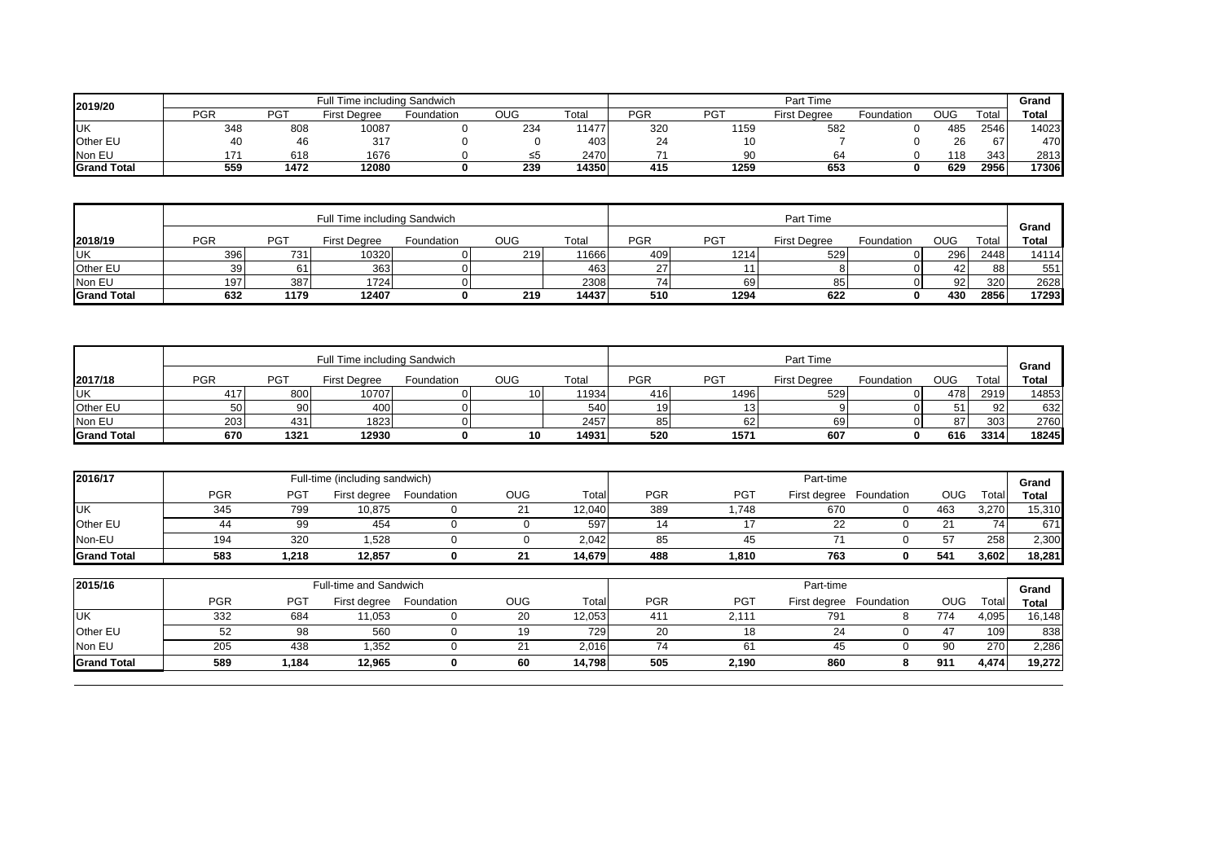| 2019/20 | Full Time including Sandwich | | | | | | Part Time | | | | | | Grand Total |
|---|---|---|---|---|---|---|---|---|---|---|---|---|---|
| | PGR | PGT | First Degree | Foundation | OUG | Total | PGR | PGT | First Degree | Foundation | OUG | Total | |
| UK | 348 | 808 | 10087 | 0 | 234 | 11477 | 320 | 1159 | 582 | 0 | 485 | 2546 | 14023 |
| Other EU | 40 | 46 | 317 | 0 | 0 | 403 | 24 | 10 | 7 | 0 | 26 | 67 | 470 |
| Non EU | 171 | 618 | 1676 | 0 | ≤5 | 2470 | 71 | 90 | 64 | 0 | 118 | 343 | 2813 |
| **Grand Total** | **559** | **1472** | **12080** | **0** | **239** | **14350** | **415** | **1259** | **653** | **0** | **629** | **2956** | **17306** |

| | Full Time including Sandwich | | | | | | Part Time | | | | | | Grand Total |
|---|---|---|---|---|---|---|---|---|---|---|---|---|---|
| 2018/19 | PGR | PGT | First Degree | Foundation | OUG | Total | PGR | PGT | First Degree | Foundation | OUG | Total | |
| UK | 396 | 731 | 10320 | 0 | 219 | 11666 | 409 | 1214 | 529 | 0 | 296 | 2448 | 14114 |
| Other EU | 39 | 61 | 363 | 0 | | 463 | 27 | 11 | 8 | 0 | 42 | 88 | 551 |
| Non EU | 197 | 387 | 1724 | 0 | | 2308 | 74 | 69 | 85 | 0 | 92 | 320 | 2628 |
| **Grand Total** | **632** | **1179** | **12407** | **0** | **219** | **14437** | **510** | **1294** | **622** | **0** | **430** | **2856** | **17293** |

| | Full Time including Sandwich | | | | | | Part Time | | | | | | Grand Total |
|---|---|---|---|---|---|---|---|---|---|---|---|---|---|
| 2017/18 | PGR | PGT | First Degree | Foundation | OUG | Total | PGR | PGT | First Degree | Foundation | OUG | Total | |
| UK | 417 | 800 | 10707 | 0 | 10 | 11934 | 416 | 1496 | 529 | 0 | 478 | 2919 | 14853 |
| Other EU | 50 | 90 | 400 | 0 | | 540 | 19 | 13 | 9 | 0 | 51 | 92 | 632 |
| Non EU | 203 | 431 | 1823 | 0 | | 2457 | 85 | 62 | 69 | 0 | 87 | 303 | 2760 |
| **Grand Total** | **670** | **1321** | **12930** | **0** | **10** | **14931** | **520** | **1571** | **607** | **0** | **616** | **3314** | **18245** |

| 2016/17 | Full-time (including sandwich) | | | | | | Part-time | | | | | | Grand Total |
|---|---|---|---|---|---|---|---|---|---|---|---|---|---|
| | PGR | PGT | First degree | Foundation | OUG | Total | PGR | PGT | First degree | Foundation | OUG | Total | |
| UK | 345 | 799 | 10,875 | 0 | 21 | 12,040 | 389 | 1,748 | 670 | 0 | 463 | 3,270 | 15,310 |
| Other EU | 44 | 99 | 454 | 0 | 0 | 597 | 14 | 17 | 22 | 0 | 21 | 74 | 671 |
| Non-EU | 194 | 320 | 1,528 | 0 | 0 | 2,042 | 85 | 45 | 71 | 0 | 57 | 258 | 2,300 |
| **Grand Total** | **583** | **1,218** | **12,857** | **0** | **21** | **14,679** | **488** | **1,810** | **763** | **0** | **541** | **3,602** | **18,281** |

| 2015/16 | Full-time and Sandwich | | | | | | Part-time | | | | | | Grand Total |
|---|---|---|---|---|---|---|---|---|---|---|---|---|---|
| | PGR | PGT | First degree | Foundation | OUG | Total | PGR | PGT | First degree | Foundation | OUG | Total | |
| UK | 332 | 684 | 11,053 | 0 | 20 | 12,053 | 411 | 2,111 | 791 | 8 | 774 | 4,095 | 16,148 |
| Other EU | 52 | 98 | 560 | 0 | 19 | 729 | 20 | 18 | 24 | 0 | 47 | 109 | 838 |
| Non EU | 205 | 438 | 1,352 | 0 | 21 | 2,016 | 74 | 61 | 45 | 0 | 90 | 270 | 2,286 |
| **Grand Total** | **589** | **1,184** | **12,965** | **0** | **60** | **14,798** | **505** | **2,190** | **860** | **8** | **911** | **4,474** | **19,272** |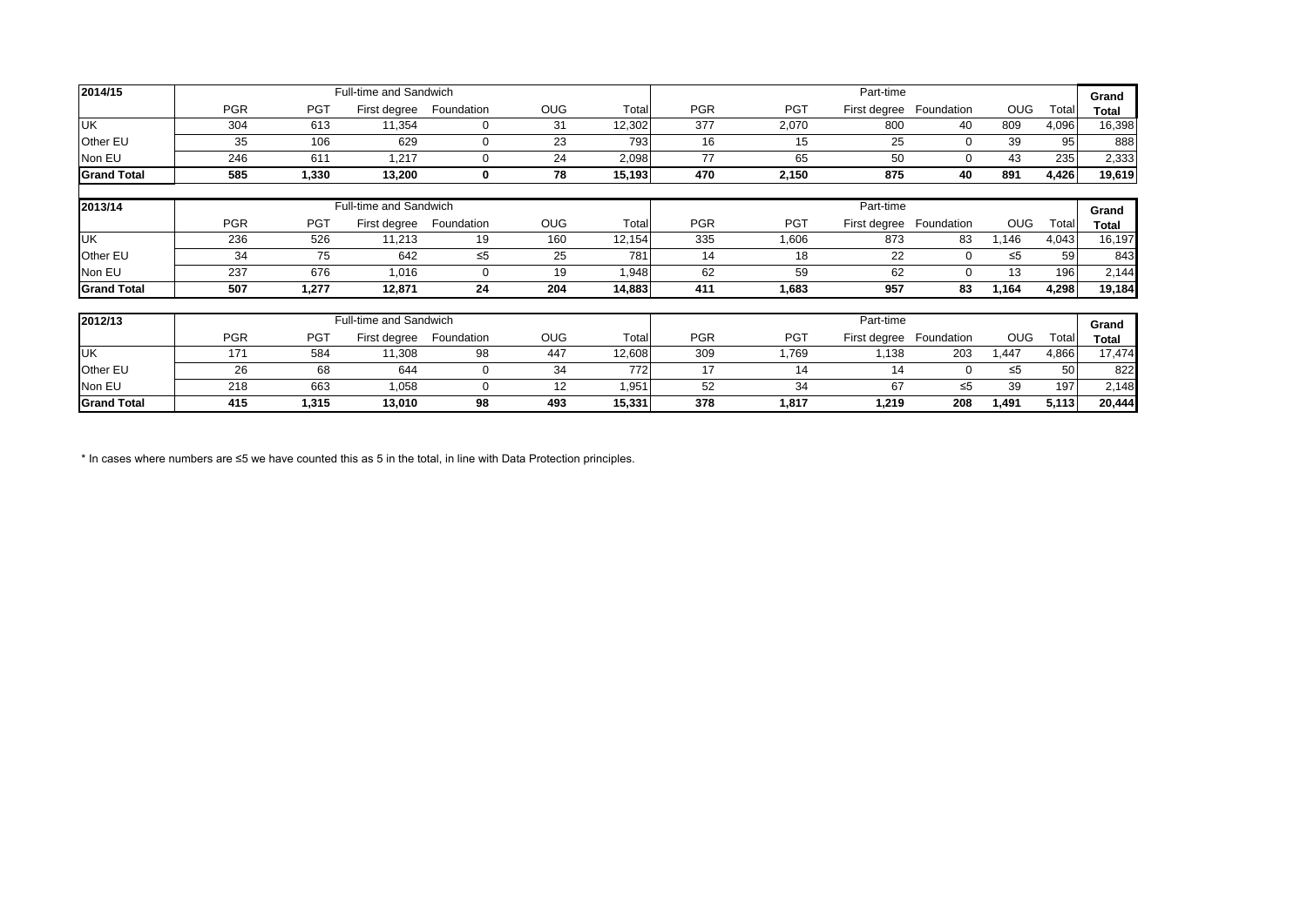| 2014/15 | Full-time and Sandwich | | | | | | Part-time | | | | | | Grand |
|---|---|---|---|---|---|---|---|---|---|---|---|---|---|
| | PGR | PGT | First degree | Foundation | OUG | Total | PGR | PGT | First degree | Foundation | OUG | Total | Total |
| UK | 304 | 613 | 11,354 | 0 | 31 | 12,302 | 377 | 2,070 | 800 | 40 | 809 | 4,096 | 16,398 |
| Other EU | 35 | 106 | 629 | 0 | 23 | 793 | 16 | 15 | 25 | 0 | 39 | 95 | 888 |
| Non EU | 246 | 611 | 1,217 | 0 | 24 | 2,098 | 77 | 65 | 50 | 0 | 43 | 235 | 2,333 |
| **Grand Total** | **585** | **1,330** | **13,200** | **0** | **78** | **15,193** | **470** | **2,150** | **875** | **40** | **891** | **4,426** | **19,619** |

| 2013/14 | Full-time and Sandwich | | | | | | Part-time | | | | | | Grand |
|---|---|---|---|---|---|---|---|---|---|---|---|---|---|
| | PGR | PGT | First degree | Foundation | OUG | Total | PGR | PGT | First degree | Foundation | OUG | Total | Total |
| UK | 236 | 526 | 11,213 | 19 | 160 | 12,154 | 335 | 1,606 | 873 | 83 | 1,146 | 4,043 | 16,197 |
| Other EU | 34 | 75 | 642 | ≤5 | 25 | 781 | 14 | 18 | 22 | 0 | ≤5 | 59 | 843 |
| Non EU | 237 | 676 | 1,016 | 0 | 19 | 1,948 | 62 | 59 | 62 | 0 | 13 | 196 | 2,144 |
| **Grand Total** | **507** | **1,277** | **12,871** | **24** | **204** | **14,883** | **411** | **1,683** | **957** | **83** | **1,164** | **4,298** | **19,184** |

| 2012/13 | Full-time and Sandwich | | | | | | Part-time | | | | | | Grand |
|---|---|---|---|---|---|---|---|---|---|---|---|---|---|
| | PGR | PGT | First degree | Foundation | OUG | Total | PGR | PGT | First degree | Foundation | OUG | Total | Total |
| UK | 171 | 584 | 11,308 | 98 | 447 | 12,608 | 309 | 1,769 | 1,138 | 203 | 1,447 | 4,866 | 17,474 |
| Other EU | 26 | 68 | 644 | 0 | 34 | 772 | 17 | 14 | 14 | 0 | ≤5 | 50 | 822 |
| Non EU | 218 | 663 | 1,058 | 0 | 12 | 1,951 | 52 | 34 | 67 | ≤5 | 39 | 197 | 2,148 |
| **Grand Total** | **415** | **1,315** | **13,010** | **98** | **493** | **15,331** | **378** | **1,817** | **1,219** | **208** | **1,491** | **5,113** | **20,444** |

* In cases where numbers are ≤5 we have counted this as 5 in the total, in line with Data Protection principles.